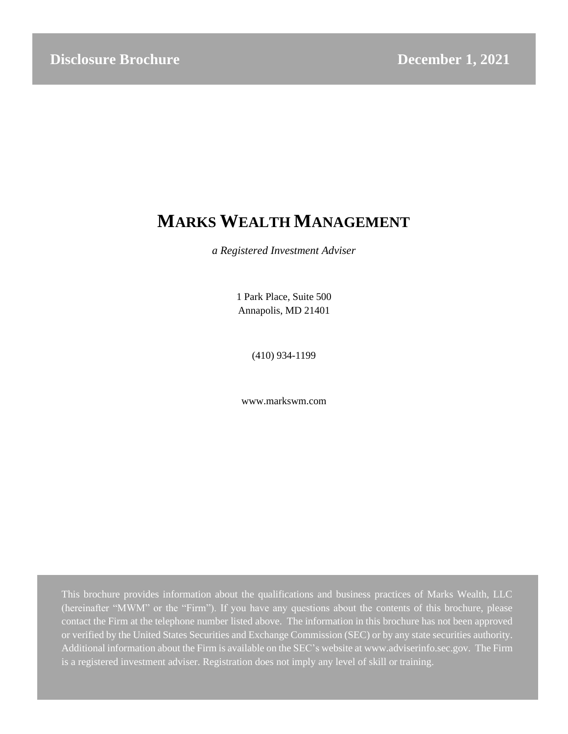**Disclosure Brochure** **December 1, 2021**

# MARKS WEALTH MANAGEMENT

*a Registered Investment Adviser*

1 Park Place, Suite 500
Annapolis, MD 21401

(410) 934-1199

www.markswm.com

This brochure provides information about the qualifications and business practices of Marks Wealth, LLC (hereinafter "MWM" or the "Firm"). If you have any questions about the contents of this brochure, please contact the Firm at the telephone number listed above. The information in this brochure has not been approved or verified by the United States Securities and Exchange Commission (SEC) or by any state securities authority. Additional information about the Firm is available on the SEC's website at www.adviserinfo.sec.gov. The Firm is a registered investment adviser. Registration does not imply any level of skill or training.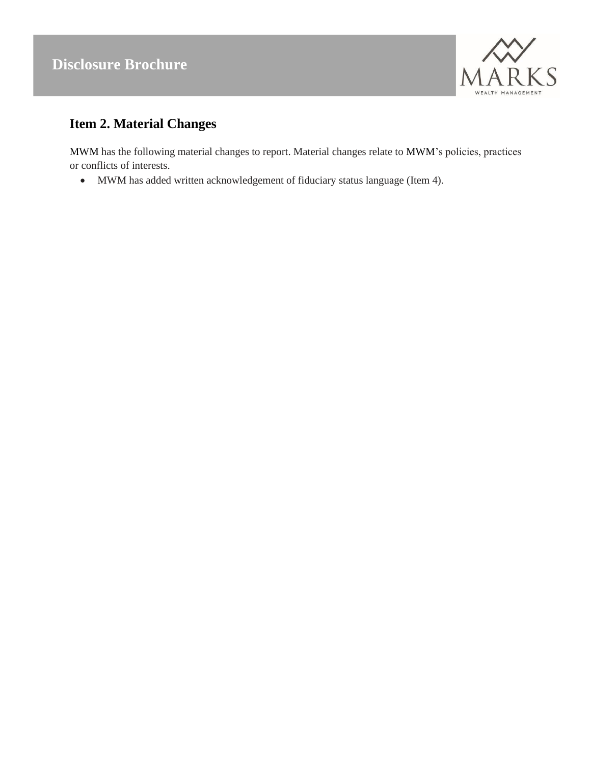## Item 2. Material Changes

MWM has the following material changes to report. Material changes relate to MWM's policies, practices or conflicts of interests.

- MWM has added written acknowledgement of fiduciary status language (Item 4).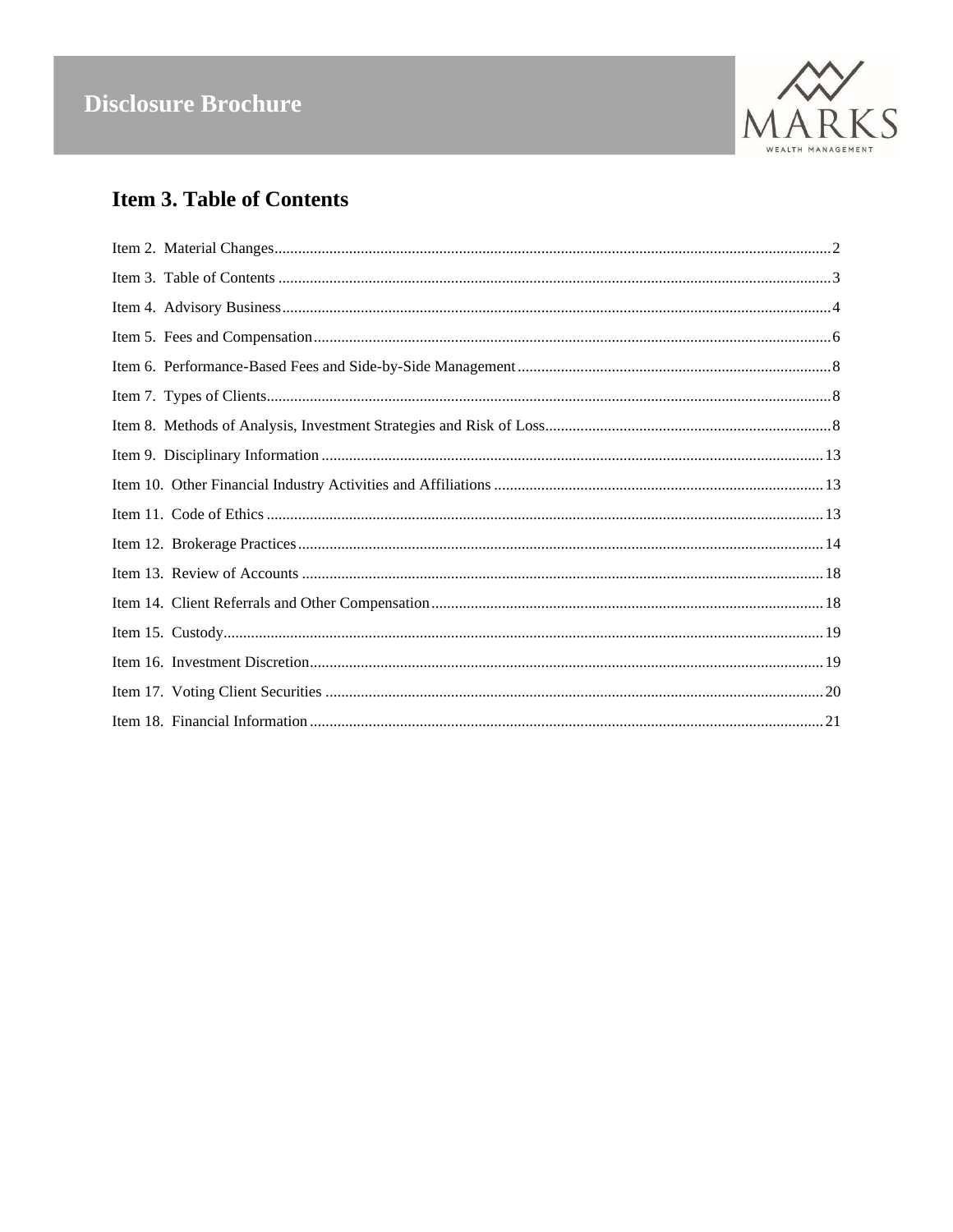# Item 3. Table of Contents

Item 2. Material Changes ..... 2
Item 3. Table of Contents ..... 3
Item 4. Advisory Business ..... 4
Item 5. Fees and Compensation ..... 6
Item 6. Performance-Based Fees and Side-by-Side Management ..... 8
Item 7. Types of Clients ..... 8
Item 8. Methods of Analysis, Investment Strategies and Risk of Loss ..... 8
Item 9. Disciplinary Information ..... 13
Item 10. Other Financial Industry Activities and Affiliations ..... 13
Item 11. Code of Ethics ..... 13
Item 12. Brokerage Practices ..... 14
Item 13. Review of Accounts ..... 18
Item 14. Client Referrals and Other Compensation ..... 18
Item 15. Custody ..... 19
Item 16. Investment Discretion ..... 19
Item 17. Voting Client Securities ..... 20
Item 18. Financial Information ..... 21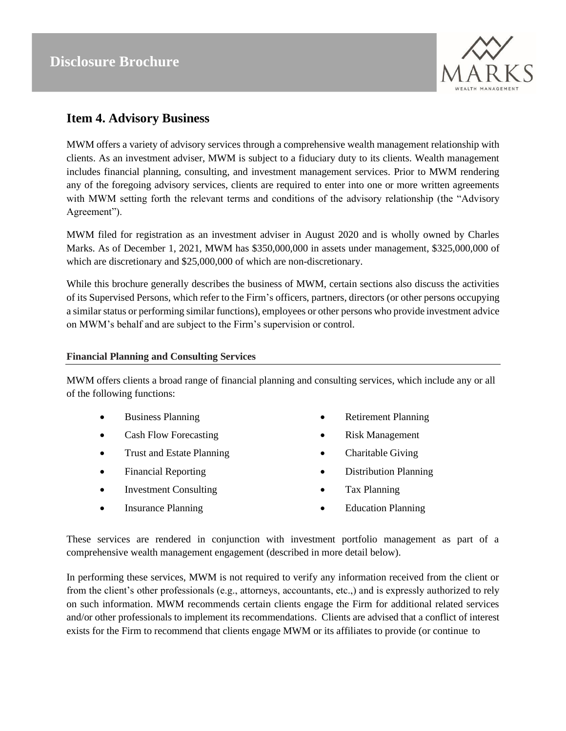## Item 4. Advisory Business

MWM offers a variety of advisory services through a comprehensive wealth management relationship with clients. As an investment adviser, MWM is subject to a fiduciary duty to its clients. Wealth management includes financial planning, consulting, and investment management services. Prior to MWM rendering any of the foregoing advisory services, clients are required to enter into one or more written agreements with MWM setting forth the relevant terms and conditions of the advisory relationship (the "Advisory Agreement").

MWM filed for registration as an investment adviser in August 2020 and is wholly owned by Charles Marks. As of December 1, 2021, MWM has $350,000,000 in assets under management, $325,000,000 of which are discretionary and $25,000,000 of which are non-discretionary.

While this brochure generally describes the business of MWM, certain sections also discuss the activities of its Supervised Persons, which refer to the Firm's officers, partners, directors (or other persons occupying a similar status or performing similar functions), employees or other persons who provide investment advice on MWM's behalf and are subject to the Firm's supervision or control.

### Financial Planning and Consulting Services

MWM offers clients a broad range of financial planning and consulting services, which include any or all of the following functions:

- Business Planning
- Cash Flow Forecasting
- Trust and Estate Planning
- Financial Reporting
- Investment Consulting
- Insurance Planning
- Retirement Planning
- Risk Management
- Charitable Giving
- Distribution Planning
- Tax Planning
- Education Planning

These services are rendered in conjunction with investment portfolio management as part of a comprehensive wealth management engagement (described in more detail below).

In performing these services, MWM is not required to verify any information received from the client or from the client's other professionals (e.g., attorneys, accountants, etc.,) and is expressly authorized to rely on such information. MWM recommends certain clients engage the Firm for additional related services and/or other professionals to implement its recommendations. Clients are advised that a conflict of interest exists for the Firm to recommend that clients engage MWM or its affiliates to provide (or continue to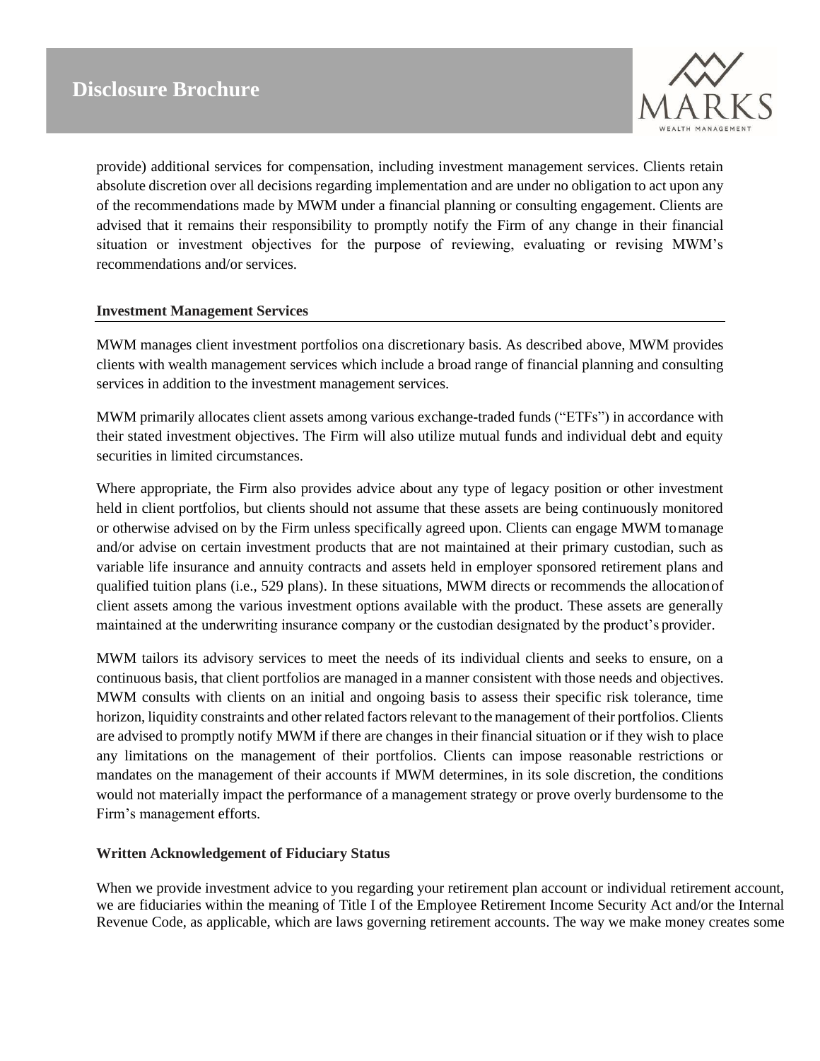provide) additional services for compensation, including investment management services. Clients retain absolute discretion over all decisions regarding implementation and are under no obligation to act upon any of the recommendations made by MWM under a financial planning or consulting engagement. Clients are advised that it remains their responsibility to promptly notify the Firm of any change in their financial situation or investment objectives for the purpose of reviewing, evaluating or revising MWM's recommendations and/or services.

**Investment Management Services**

MWM manages client investment portfolios ona discretionary basis. As described above, MWM provides clients with wealth management services which include a broad range of financial planning and consulting services in addition to the investment management services.

MWM primarily allocates client assets among various exchange-traded funds ("ETFs") in accordance with their stated investment objectives. The Firm will also utilize mutual funds and individual debt and equity securities in limited circumstances.

Where appropriate, the Firm also provides advice about any type of legacy position or other investment held in client portfolios, but clients should not assume that these assets are being continuously monitored or otherwise advised on by the Firm unless specifically agreed upon. Clients can engage MWM tomanage and/or advise on certain investment products that are not maintained at their primary custodian, such as variable life insurance and annuity contracts and assets held in employer sponsored retirement plans and qualified tuition plans (i.e., 529 plans). In these situations, MWM directs or recommends the allocationof client assets among the various investment options available with the product. These assets are generally maintained at the underwriting insurance company or the custodian designated by the product's provider.

MWM tailors its advisory services to meet the needs of its individual clients and seeks to ensure, on a continuous basis, that client portfolios are managed in a manner consistent with those needs and objectives. MWM consults with clients on an initial and ongoing basis to assess their specific risk tolerance, time horizon, liquidity constraints and other related factors relevant to the management of their portfolios. Clients are advised to promptly notify MWM if there are changes in their financial situation or if they wish to place any limitations on the management of their portfolios. Clients can impose reasonable restrictions or mandates on the management of their accounts if MWM determines, in its sole discretion, the conditions would not materially impact the performance of a management strategy or prove overly burdensome to the Firm's management efforts.

**Written Acknowledgement of Fiduciary Status**

When we provide investment advice to you regarding your retirement plan account or individual retirement account, we are fiduciaries within the meaning of Title I of the Employee Retirement Income Security Act and/or the Internal Revenue Code, as applicable, which are laws governing retirement accounts. The way we make money creates some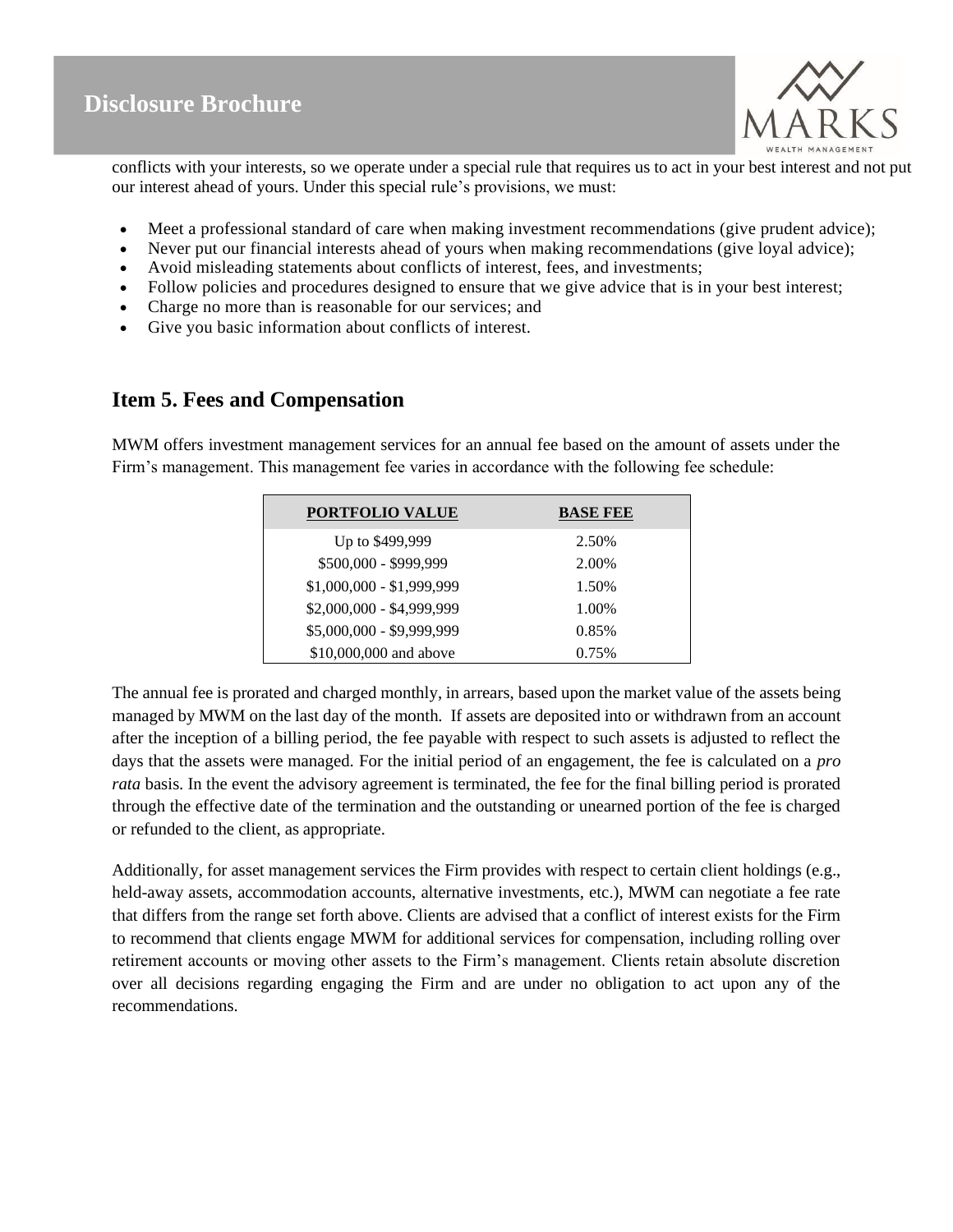conflicts with your interests, so we operate under a special rule that requires us to act in your best interest and not put our interest ahead of yours. Under this special rule's provisions, we must:

- Meet a professional standard of care when making investment recommendations (give prudent advice);
- Never put our financial interests ahead of yours when making recommendations (give loyal advice);
- Avoid misleading statements about conflicts of interest, fees, and investments;
- Follow policies and procedures designed to ensure that we give advice that is in your best interest;
- Charge no more than is reasonable for our services; and
- Give you basic information about conflicts of interest.

## Item 5. Fees and Compensation

MWM offers investment management services for an annual fee based on the amount of assets under the Firm's management. This management fee varies in accordance with the following fee schedule:

| PORTFOLIO VALUE | BASE FEE |
|---|---|
| Up to $499,999 | 2.50% |
| $500,000 - $999,999 | 2.00% |
| $1,000,000 - $1,999,999 | 1.50% |
| $2,000,000 - $4,999,999 | 1.00% |
| $5,000,000 - $9,999,999 | 0.85% |
| $10,000,000 and above | 0.75% |

The annual fee is prorated and charged monthly, in arrears, based upon the market value of the assets being managed by MWM on the last day of the month. If assets are deposited into or withdrawn from an account after the inception of a billing period, the fee payable with respect to such assets is adjusted to reflect the days that the assets were managed. For the initial period of an engagement, the fee is calculated on a *pro rata* basis. In the event the advisory agreement is terminated, the fee for the final billing period is prorated through the effective date of the termination and the outstanding or unearned portion of the fee is charged or refunded to the client, as appropriate.

Additionally, for asset management services the Firm provides with respect to certain client holdings (e.g., held-away assets, accommodation accounts, alternative investments, etc.), MWM can negotiate a fee rate that differs from the range set forth above. Clients are advised that a conflict of interest exists for the Firm to recommend that clients engage MWM for additional services for compensation, including rolling over retirement accounts or moving other assets to the Firm's management. Clients retain absolute discretion over all decisions regarding engaging the Firm and are under no obligation to act upon any of the recommendations.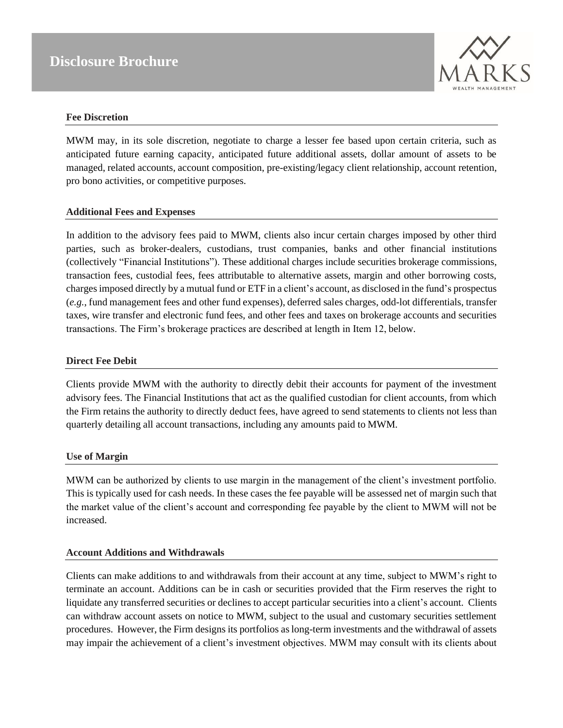### Fee Discretion

MWM may, in its sole discretion, negotiate to charge a lesser fee based upon certain criteria, such as anticipated future earning capacity, anticipated future additional assets, dollar amount of assets to be managed, related accounts, account composition, pre-existing/legacy client relationship, account retention, pro bono activities, or competitive purposes.

### Additional Fees and Expenses

In addition to the advisory fees paid to MWM, clients also incur certain charges imposed by other third parties, such as broker-dealers, custodians, trust companies, banks and other financial institutions (collectively "Financial Institutions"). These additional charges include securities brokerage commissions, transaction fees, custodial fees, fees attributable to alternative assets, margin and other borrowing costs, charges imposed directly by a mutual fund or ETF in a client's account, as disclosed in the fund's prospectus (*e.g.*, fund management fees and other fund expenses), deferred sales charges, odd-lot differentials, transfer taxes, wire transfer and electronic fund fees, and other fees and taxes on brokerage accounts and securities transactions. The Firm's brokerage practices are described at length in Item 12, below.

### Direct Fee Debit

Clients provide MWM with the authority to directly debit their accounts for payment of the investment advisory fees. The Financial Institutions that act as the qualified custodian for client accounts, from which the Firm retains the authority to directly deduct fees, have agreed to send statements to clients not less than quarterly detailing all account transactions, including any amounts paid to MWM.

### Use of Margin

MWM can be authorized by clients to use margin in the management of the client's investment portfolio. This is typically used for cash needs. In these cases the fee payable will be assessed net of margin such that the market value of the client's account and corresponding fee payable by the client to MWM will not be increased.

### Account Additions and Withdrawals

Clients can make additions to and withdrawals from their account at any time, subject to MWM's right to terminate an account. Additions can be in cash or securities provided that the Firm reserves the right to liquidate any transferred securities or declines to accept particular securities into a client's account. Clients can withdraw account assets on notice to MWM, subject to the usual and customary securities settlement procedures. However, the Firm designs its portfolios as long-term investments and the withdrawal of assets may impair the achievement of a client's investment objectives. MWM may consult with its clients about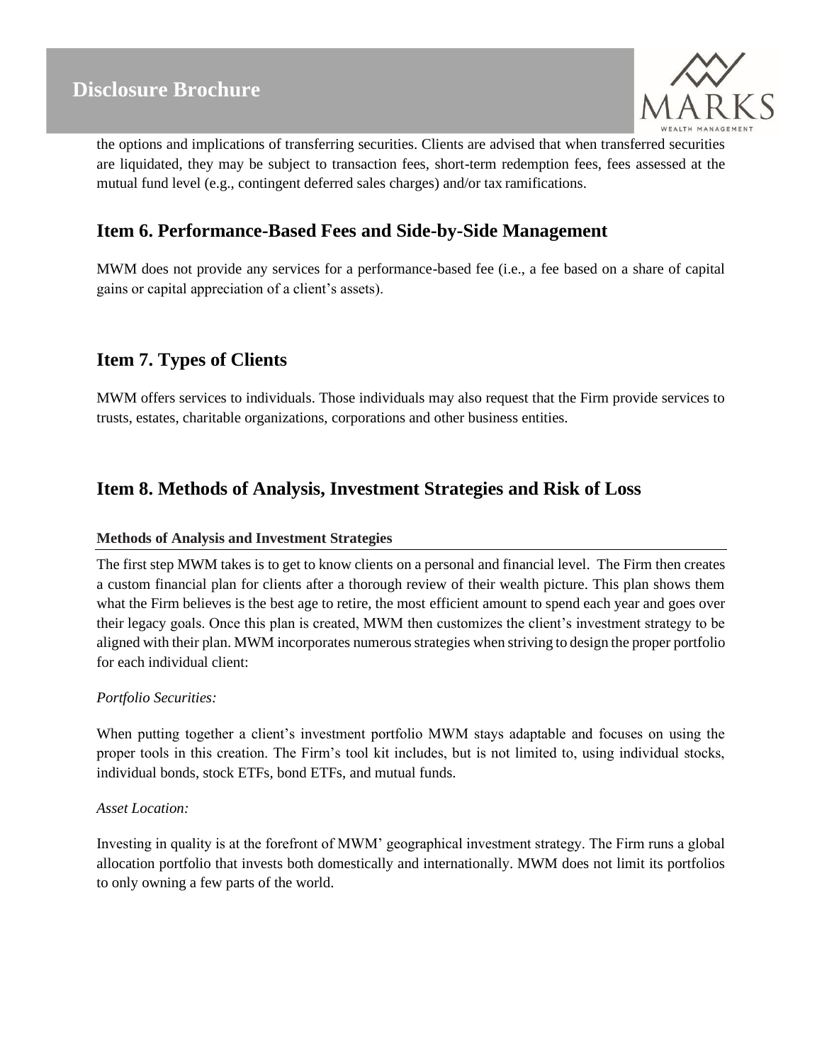the options and implications of transferring securities. Clients are advised that when transferred securities are liquidated, they may be subject to transaction fees, short-term redemption fees, fees assessed at the mutual fund level (e.g., contingent deferred sales charges) and/or tax ramifications.

## Item 6. Performance-Based Fees and Side-by-Side Management

MWM does not provide any services for a performance-based fee (i.e., a fee based on a share of capital gains or capital appreciation of a client's assets).

## Item 7. Types of Clients

MWM offers services to individuals. Those individuals may also request that the Firm provide services to trusts, estates, charitable organizations, corporations and other business entities.

## Item 8. Methods of Analysis, Investment Strategies and Risk of Loss

### Methods of Analysis and Investment Strategies

The first step MWM takes is to get to know clients on a personal and financial level. The Firm then creates a custom financial plan for clients after a thorough review of their wealth picture. This plan shows them what the Firm believes is the best age to retire, the most efficient amount to spend each year and goes over their legacy goals. Once this plan is created, MWM then customizes the client's investment strategy to be aligned with their plan. MWM incorporates numerous strategies when striving to design the proper portfolio for each individual client:

*Portfolio Securities:*

When putting together a client's investment portfolio MWM stays adaptable and focuses on using the proper tools in this creation. The Firm's tool kit includes, but is not limited to, using individual stocks, individual bonds, stock ETFs, bond ETFs, and mutual funds.

*Asset Location:*

Investing in quality is at the forefront of MWM' geographical investment strategy. The Firm runs a global allocation portfolio that invests both domestically and internationally. MWM does not limit its portfolios to only owning a few parts of the world.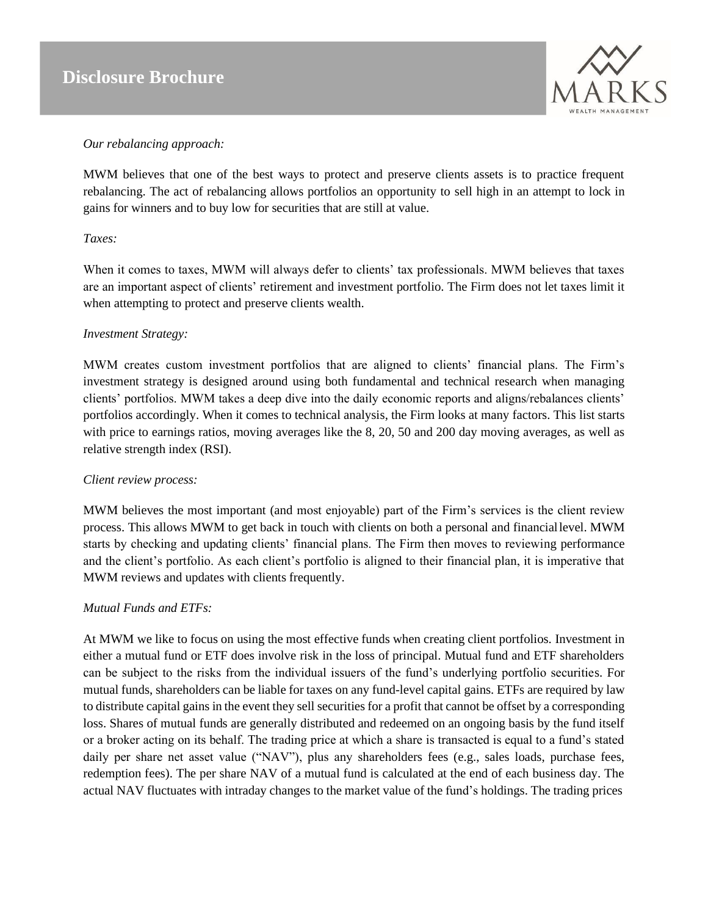*Our rebalancing approach:*

MWM believes that one of the best ways to protect and preserve clients assets is to practice frequent rebalancing. The act of rebalancing allows portfolios an opportunity to sell high in an attempt to lock in gains for winners and to buy low for securities that are still at value.

*Taxes:*

When it comes to taxes, MWM will always defer to clients' tax professionals. MWM believes that taxes are an important aspect of clients' retirement and investment portfolio. The Firm does not let taxes limit it when attempting to protect and preserve clients wealth.

*Investment Strategy:*

MWM creates custom investment portfolios that are aligned to clients' financial plans. The Firm's investment strategy is designed around using both fundamental and technical research when managing clients' portfolios. MWM takes a deep dive into the daily economic reports and aligns/rebalances clients' portfolios accordingly. When it comes to technical analysis, the Firm looks at many factors. This list starts with price to earnings ratios, moving averages like the 8, 20, 50 and 200 day moving averages, as well as relative strength index (RSI).

*Client review process:*

MWM believes the most important (and most enjoyable) part of the Firm's services is the client review process. This allows MWM to get back in touch with clients on both a personal and financial level. MWM starts by checking and updating clients' financial plans. The Firm then moves to reviewing performance and the client's portfolio. As each client's portfolio is aligned to their financial plan, it is imperative that MWM reviews and updates with clients frequently.

*Mutual Funds and ETFs:*

At MWM we like to focus on using the most effective funds when creating client portfolios. Investment in either a mutual fund or ETF does involve risk in the loss of principal. Mutual fund and ETF shareholders can be subject to the risks from the individual issuers of the fund's underlying portfolio securities. For mutual funds, shareholders can be liable for taxes on any fund-level capital gains. ETFs are required by law to distribute capital gains in the event they sell securities for a profit that cannot be offset by a corresponding loss. Shares of mutual funds are generally distributed and redeemed on an ongoing basis by the fund itself or a broker acting on its behalf. The trading price at which a share is transacted is equal to a fund's stated daily per share net asset value ("NAV"), plus any shareholders fees (e.g., sales loads, purchase fees, redemption fees). The per share NAV of a mutual fund is calculated at the end of each business day. The actual NAV fluctuates with intraday changes to the market value of the fund's holdings. The trading prices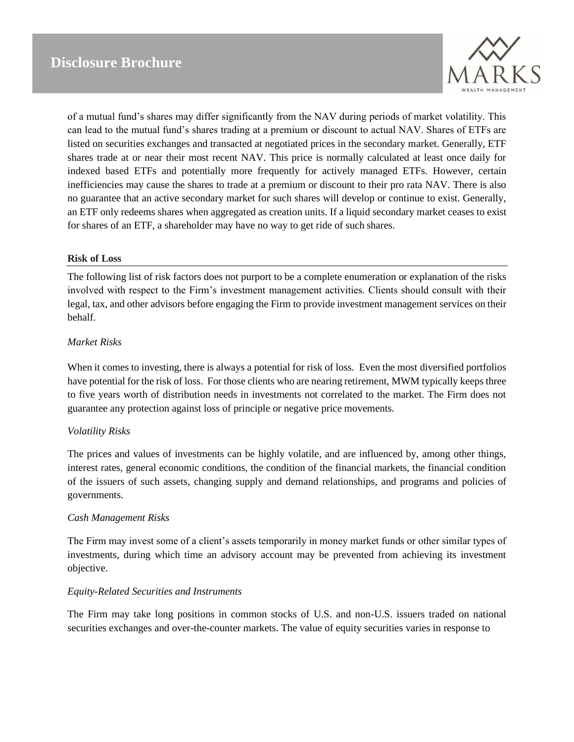of a mutual fund's shares may differ significantly from the NAV during periods of market volatility. This can lead to the mutual fund's shares trading at a premium or discount to actual NAV. Shares of ETFs are listed on securities exchanges and transacted at negotiated prices in the secondary market. Generally, ETF shares trade at or near their most recent NAV. This price is normally calculated at least once daily for indexed based ETFs and potentially more frequently for actively managed ETFs. However, certain inefficiencies may cause the shares to trade at a premium or discount to their pro rata NAV. There is also no guarantee that an active secondary market for such shares will develop or continue to exist. Generally, an ETF only redeems shares when aggregated as creation units. If a liquid secondary market ceases to exist for shares of an ETF, a shareholder may have no way to get ride of such shares.

**Risk of Loss**

The following list of risk factors does not purport to be a complete enumeration or explanation of the risks involved with respect to the Firm's investment management activities. Clients should consult with their legal, tax, and other advisors before engaging the Firm to provide investment management services on their behalf.

*Market Risks*

When it comes to investing, there is always a potential for risk of loss. Even the most diversified portfolios have potential for the risk of loss. For those clients who are nearing retirement, MWM typically keeps three to five years worth of distribution needs in investments not correlated to the market. The Firm does not guarantee any protection against loss of principle or negative price movements.

*Volatility Risks*

The prices and values of investments can be highly volatile, and are influenced by, among other things, interest rates, general economic conditions, the condition of the financial markets, the financial condition of the issuers of such assets, changing supply and demand relationships, and programs and policies of governments.

*Cash Management Risks*

The Firm may invest some of a client's assets temporarily in money market funds or other similar types of investments, during which time an advisory account may be prevented from achieving its investment objective.

*Equity-Related Securities and Instruments*

The Firm may take long positions in common stocks of U.S. and non-U.S. issuers traded on national securities exchanges and over-the-counter markets. The value of equity securities varies in response to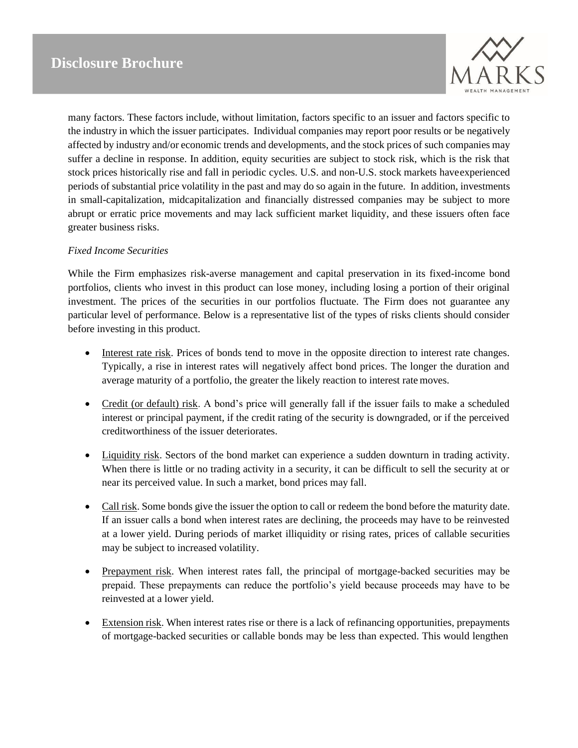many factors. These factors include, without limitation, factors specific to an issuer and factors specific to the industry in which the issuer participates. Individual companies may report poor results or be negatively affected by industry and/or economic trends and developments, and the stock prices of such companies may suffer a decline in response. In addition, equity securities are subject to stock risk, which is the risk that stock prices historically rise and fall in periodic cycles. U.S. and non-U.S. stock markets have experienced periods of substantial price volatility in the past and may do so again in the future. In addition, investments in small-capitalization, midcapitalization and financially distressed companies may be subject to more abrupt or erratic price movements and may lack sufficient market liquidity, and these issuers often face greater business risks.

*Fixed Income Securities*

While the Firm emphasizes risk-averse management and capital preservation in its fixed-income bond portfolios, clients who invest in this product can lose money, including losing a portion of their original investment. The prices of the securities in our portfolios fluctuate. The Firm does not guarantee any particular level of performance. Below is a representative list of the types of risks clients should consider before investing in this product.

- Interest rate risk. Prices of bonds tend to move in the opposite direction to interest rate changes. Typically, a rise in interest rates will negatively affect bond prices. The longer the duration and average maturity of a portfolio, the greater the likely reaction to interest rate moves.
- Credit (or default) risk. A bond's price will generally fall if the issuer fails to make a scheduled interest or principal payment, if the credit rating of the security is downgraded, or if the perceived creditworthiness of the issuer deteriorates.
- Liquidity risk. Sectors of the bond market can experience a sudden downturn in trading activity. When there is little or no trading activity in a security, it can be difficult to sell the security at or near its perceived value. In such a market, bond prices may fall.
- Call risk. Some bonds give the issuer the option to call or redeem the bond before the maturity date. If an issuer calls a bond when interest rates are declining, the proceeds may have to be reinvested at a lower yield. During periods of market illiquidity or rising rates, prices of callable securities may be subject to increased volatility.
- Prepayment risk. When interest rates fall, the principal of mortgage-backed securities may be prepaid. These prepayments can reduce the portfolio's yield because proceeds may have to be reinvested at a lower yield.
- Extension risk. When interest rates rise or there is a lack of refinancing opportunities, prepayments of mortgage-backed securities or callable bonds may be less than expected. This would lengthen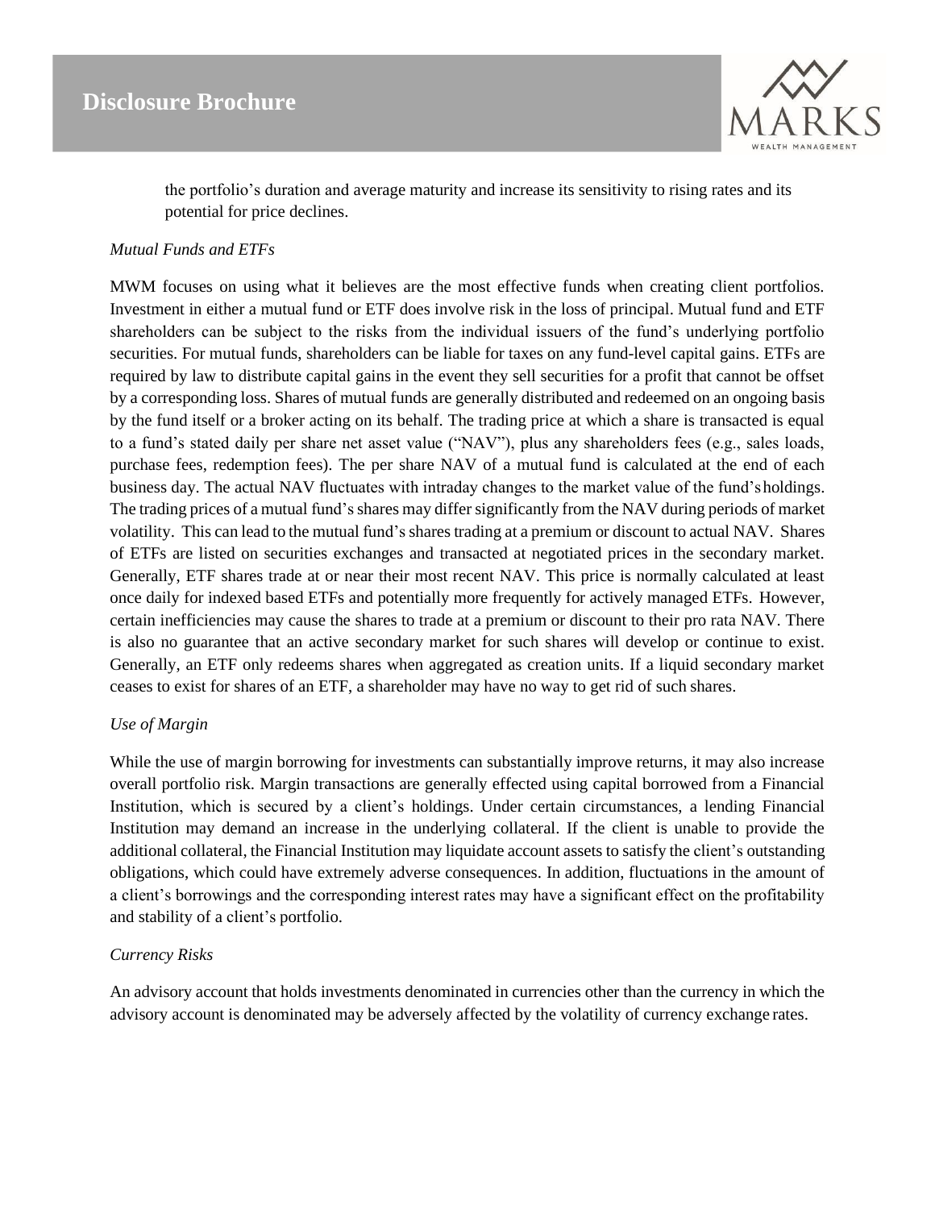the portfolio's duration and average maturity and increase its sensitivity to rising rates and its potential for price declines.

*Mutual Funds and ETFs*

MWM focuses on using what it believes are the most effective funds when creating client portfolios. Investment in either a mutual fund or ETF does involve risk in the loss of principal. Mutual fund and ETF shareholders can be subject to the risks from the individual issuers of the fund's underlying portfolio securities. For mutual funds, shareholders can be liable for taxes on any fund-level capital gains. ETFs are required by law to distribute capital gains in the event they sell securities for a profit that cannot be offset by a corresponding loss. Shares of mutual funds are generally distributed and redeemed on an ongoing basis by the fund itself or a broker acting on its behalf. The trading price at which a share is transacted is equal to a fund's stated daily per share net asset value ("NAV"), plus any shareholders fees (e.g., sales loads, purchase fees, redemption fees). The per share NAV of a mutual fund is calculated at the end of each business day. The actual NAV fluctuates with intraday changes to the market value of the fund's holdings. The trading prices of a mutual fund's shares may differ significantly from the NAV during periods of market volatility. This can lead to the mutual fund's shares trading at a premium or discount to actual NAV. Shares of ETFs are listed on securities exchanges and transacted at negotiated prices in the secondary market. Generally, ETF shares trade at or near their most recent NAV. This price is normally calculated at least once daily for indexed based ETFs and potentially more frequently for actively managed ETFs. However, certain inefficiencies may cause the shares to trade at a premium or discount to their pro rata NAV. There is also no guarantee that an active secondary market for such shares will develop or continue to exist. Generally, an ETF only redeems shares when aggregated as creation units. If a liquid secondary market ceases to exist for shares of an ETF, a shareholder may have no way to get rid of such shares.

*Use of Margin*

While the use of margin borrowing for investments can substantially improve returns, it may also increase overall portfolio risk. Margin transactions are generally effected using capital borrowed from a Financial Institution, which is secured by a client's holdings. Under certain circumstances, a lending Financial Institution may demand an increase in the underlying collateral. If the client is unable to provide the additional collateral, the Financial Institution may liquidate account assets to satisfy the client's outstanding obligations, which could have extremely adverse consequences. In addition, fluctuations in the amount of a client's borrowings and the corresponding interest rates may have a significant effect on the profitability and stability of a client's portfolio.

*Currency Risks*

An advisory account that holds investments denominated in currencies other than the currency in which the advisory account is denominated may be adversely affected by the volatility of currency exchange rates.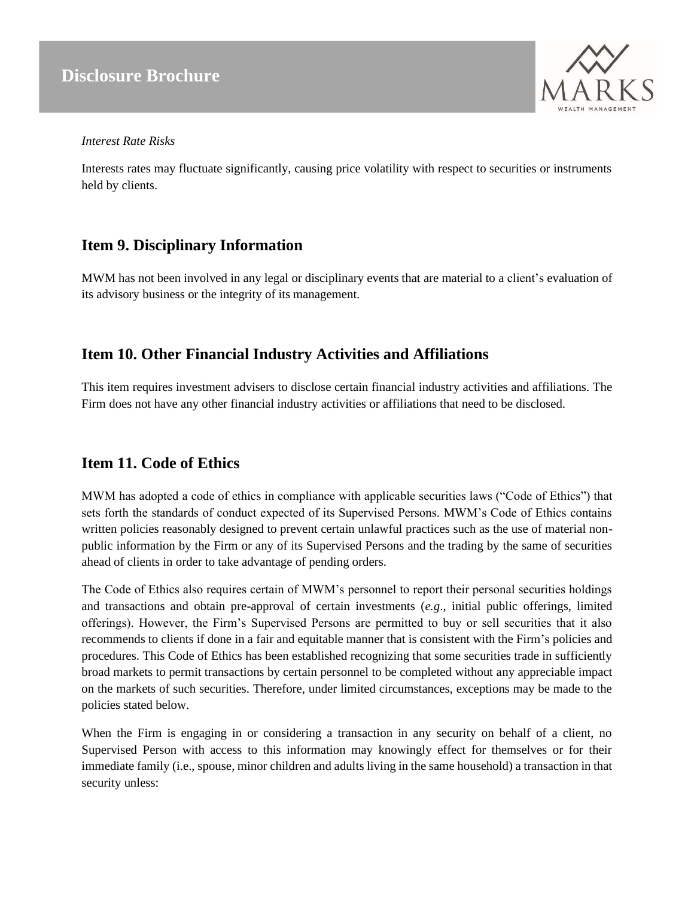*Interest Rate Risks*

Interests rates may fluctuate significantly, causing price volatility with respect to securities or instruments held by clients.

## Item 9. Disciplinary Information

MWM has not been involved in any legal or disciplinary events that are material to a client's evaluation of its advisory business or the integrity of its management.

## Item 10. Other Financial Industry Activities and Affiliations

This item requires investment advisers to disclose certain financial industry activities and affiliations. The Firm does not have any other financial industry activities or affiliations that need to be disclosed.

## Item 11. Code of Ethics

MWM has adopted a code of ethics in compliance with applicable securities laws ("Code of Ethics") that sets forth the standards of conduct expected of its Supervised Persons. MWM's Code of Ethics contains written policies reasonably designed to prevent certain unlawful practices such as the use of material non-public information by the Firm or any of its Supervised Persons and the trading by the same of securities ahead of clients in order to take advantage of pending orders.

The Code of Ethics also requires certain of MWM's personnel to report their personal securities holdings and transactions and obtain pre-approval of certain investments (*e.g*., initial public offerings, limited offerings). However, the Firm's Supervised Persons are permitted to buy or sell securities that it also recommends to clients if done in a fair and equitable manner that is consistent with the Firm's policies and procedures. This Code of Ethics has been established recognizing that some securities trade in sufficiently broad markets to permit transactions by certain personnel to be completed without any appreciable impact on the markets of such securities. Therefore, under limited circumstances, exceptions may be made to the policies stated below.

When the Firm is engaging in or considering a transaction in any security on behalf of a client, no Supervised Person with access to this information may knowingly effect for themselves or for their immediate family (i.e., spouse, minor children and adults living in the same household) a transaction in that security unless: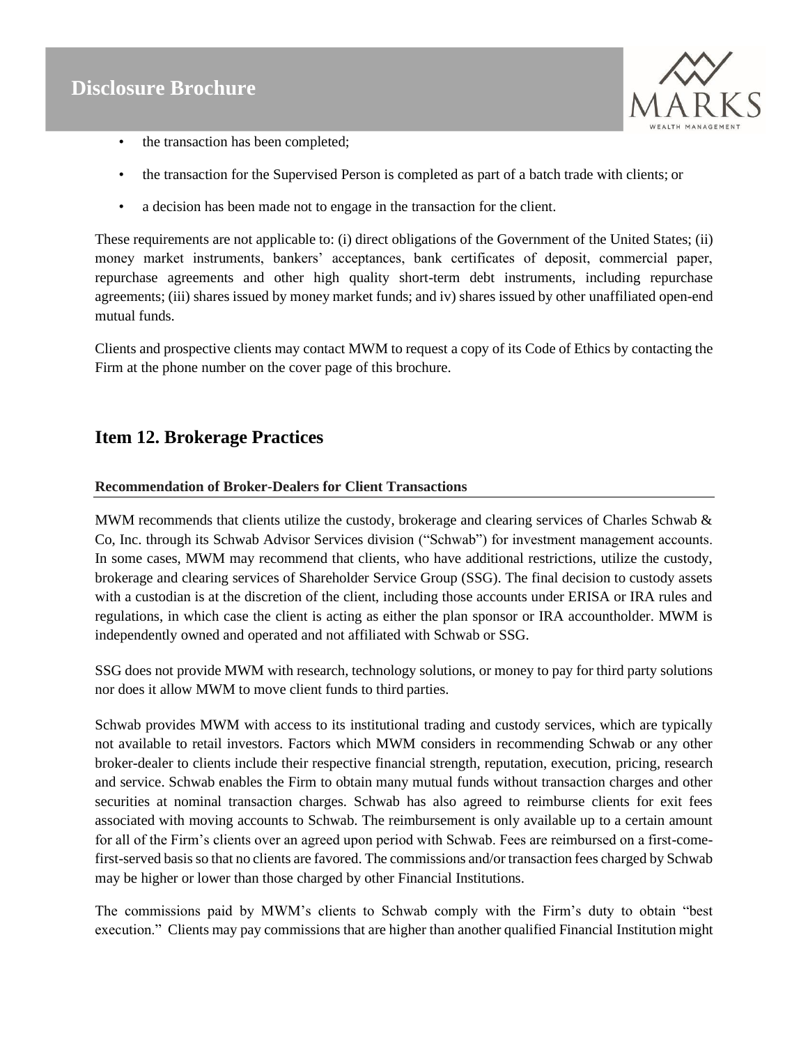- the transaction has been completed;
- the transaction for the Supervised Person is completed as part of a batch trade with clients; or
- a decision has been made not to engage in the transaction for the client.

These requirements are not applicable to: (i) direct obligations of the Government of the United States; (ii) money market instruments, bankers' acceptances, bank certificates of deposit, commercial paper, repurchase agreements and other high quality short-term debt instruments, including repurchase agreements; (iii) shares issued by money market funds; and iv) shares issued by other unaffiliated open-end mutual funds.

Clients and prospective clients may contact MWM to request a copy of its Code of Ethics by contacting the Firm at the phone number on the cover page of this brochure.

## Item 12. Brokerage Practices

### Recommendation of Broker-Dealers for Client Transactions

MWM recommends that clients utilize the custody, brokerage and clearing services of Charles Schwab & Co, Inc. through its Schwab Advisor Services division ("Schwab") for investment management accounts. In some cases, MWM may recommend that clients, who have additional restrictions, utilize the custody, brokerage and clearing services of Shareholder Service Group (SSG). The final decision to custody assets with a custodian is at the discretion of the client, including those accounts under ERISA or IRA rules and regulations, in which case the client is acting as either the plan sponsor or IRA accountholder. MWM is independently owned and operated and not affiliated with Schwab or SSG.

SSG does not provide MWM with research, technology solutions, or money to pay for third party solutions nor does it allow MWM to move client funds to third parties.

Schwab provides MWM with access to its institutional trading and custody services, which are typically not available to retail investors. Factors which MWM considers in recommending Schwab or any other broker-dealer to clients include their respective financial strength, reputation, execution, pricing, research and service. Schwab enables the Firm to obtain many mutual funds without transaction charges and other securities at nominal transaction charges. Schwab has also agreed to reimburse clients for exit fees associated with moving accounts to Schwab. The reimbursement is only available up to a certain amount for all of the Firm's clients over an agreed upon period with Schwab. Fees are reimbursed on a first-come-first-served basis so that no clients are favored. The commissions and/or transaction fees charged by Schwab may be higher or lower than those charged by other Financial Institutions.

The commissions paid by MWM's clients to Schwab comply with the Firm's duty to obtain "best execution." Clients may pay commissions that are higher than another qualified Financial Institution might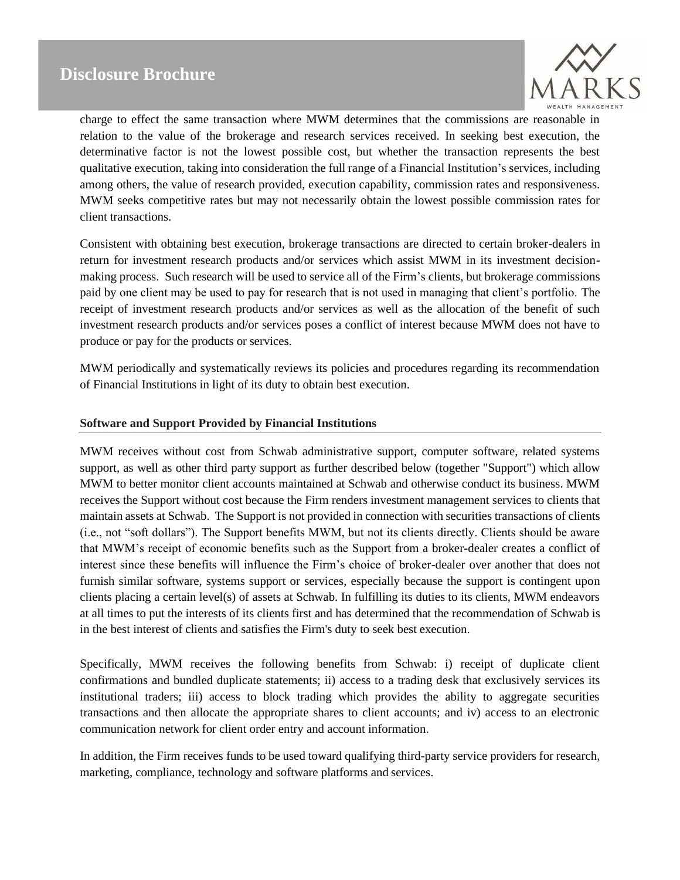charge to effect the same transaction where MWM determines that the commissions are reasonable in relation to the value of the brokerage and research services received. In seeking best execution, the determinative factor is not the lowest possible cost, but whether the transaction represents the best qualitative execution, taking into consideration the full range of a Financial Institution's services, including among others, the value of research provided, execution capability, commission rates and responsiveness. MWM seeks competitive rates but may not necessarily obtain the lowest possible commission rates for client transactions.

Consistent with obtaining best execution, brokerage transactions are directed to certain broker-dealers in return for investment research products and/or services which assist MWM in its investment decision-making process. Such research will be used to service all of the Firm's clients, but brokerage commissions paid by one client may be used to pay for research that is not used in managing that client's portfolio. The receipt of investment research products and/or services as well as the allocation of the benefit of such investment research products and/or services poses a conflict of interest because MWM does not have to produce or pay for the products or services.

MWM periodically and systematically reviews its policies and procedures regarding its recommendation of Financial Institutions in light of its duty to obtain best execution.

**Software and Support Provided by Financial Institutions**

MWM receives without cost from Schwab administrative support, computer software, related systems support, as well as other third party support as further described below (together "Support") which allow MWM to better monitor client accounts maintained at Schwab and otherwise conduct its business. MWM receives the Support without cost because the Firm renders investment management services to clients that maintain assets at Schwab. The Support is not provided in connection with securities transactions of clients (i.e., not "soft dollars"). The Support benefits MWM, but not its clients directly. Clients should be aware that MWM's receipt of economic benefits such as the Support from a broker-dealer creates a conflict of interest since these benefits will influence the Firm's choice of broker-dealer over another that does not furnish similar software, systems support or services, especially because the support is contingent upon clients placing a certain level(s) of assets at Schwab. In fulfilling its duties to its clients, MWM endeavors at all times to put the interests of its clients first and has determined that the recommendation of Schwab is in the best interest of clients and satisfies the Firm's duty to seek best execution.

Specifically, MWM receives the following benefits from Schwab: i) receipt of duplicate client confirmations and bundled duplicate statements; ii) access to a trading desk that exclusively services its institutional traders; iii) access to block trading which provides the ability to aggregate securities transactions and then allocate the appropriate shares to client accounts; and iv) access to an electronic communication network for client order entry and account information.

In addition, the Firm receives funds to be used toward qualifying third-party service providers for research, marketing, compliance, technology and software platforms and services.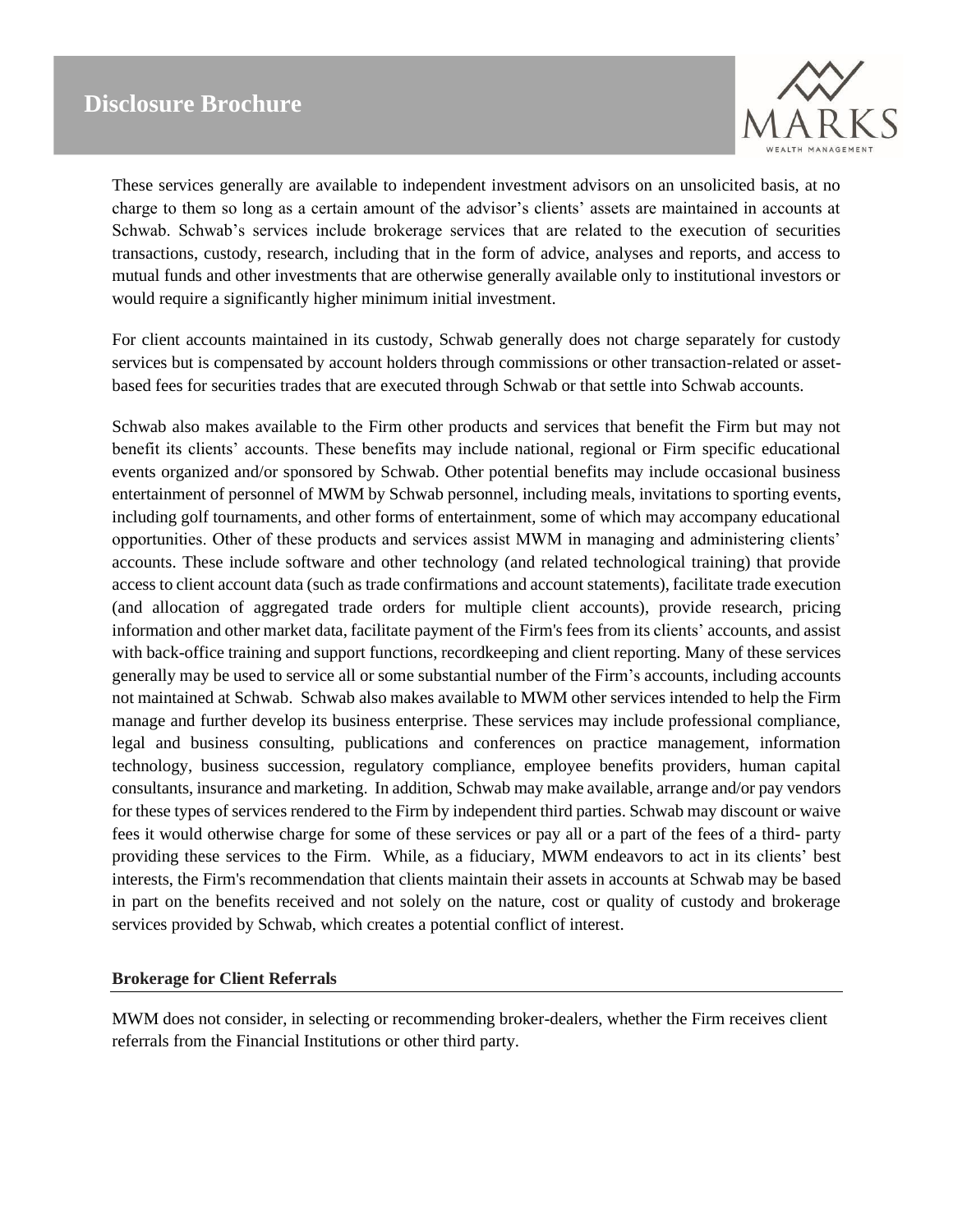These services generally are available to independent investment advisors on an unsolicited basis, at no charge to them so long as a certain amount of the advisor's clients' assets are maintained in accounts at Schwab. Schwab's services include brokerage services that are related to the execution of securities transactions, custody, research, including that in the form of advice, analyses and reports, and access to mutual funds and other investments that are otherwise generally available only to institutional investors or would require a significantly higher minimum initial investment.

For client accounts maintained in its custody, Schwab generally does not charge separately for custody services but is compensated by account holders through commissions or other transaction-related or asset-based fees for securities trades that are executed through Schwab or that settle into Schwab accounts.

Schwab also makes available to the Firm other products and services that benefit the Firm but may not benefit its clients' accounts. These benefits may include national, regional or Firm specific educational events organized and/or sponsored by Schwab. Other potential benefits may include occasional business entertainment of personnel of MWM by Schwab personnel, including meals, invitations to sporting events, including golf tournaments, and other forms of entertainment, some of which may accompany educational opportunities. Other of these products and services assist MWM in managing and administering clients' accounts. These include software and other technology (and related technological training) that provide access to client account data (such as trade confirmations and account statements), facilitate trade execution (and allocation of aggregated trade orders for multiple client accounts), provide research, pricing information and other market data, facilitate payment of the Firm's fees from its clients' accounts, and assist with back-office training and support functions, recordkeeping and client reporting. Many of these services generally may be used to service all or some substantial number of the Firm's accounts, including accounts not maintained at Schwab. Schwab also makes available to MWM other services intended to help the Firm manage and further develop its business enterprise. These services may include professional compliance, legal and business consulting, publications and conferences on practice management, information technology, business succession, regulatory compliance, employee benefits providers, human capital consultants, insurance and marketing. In addition, Schwab may make available, arrange and/or pay vendors for these types of services rendered to the Firm by independent third parties. Schwab may discount or waive fees it would otherwise charge for some of these services or pay all or a part of the fees of a third- party providing these services to the Firm. While, as a fiduciary, MWM endeavors to act in its clients' best interests, the Firm's recommendation that clients maintain their assets in accounts at Schwab may be based in part on the benefits received and not solely on the nature, cost or quality of custody and brokerage services provided by Schwab, which creates a potential conflict of interest.

**Brokerage for Client Referrals**

MWM does not consider, in selecting or recommending broker-dealers, whether the Firm receives client referrals from the Financial Institutions or other third party.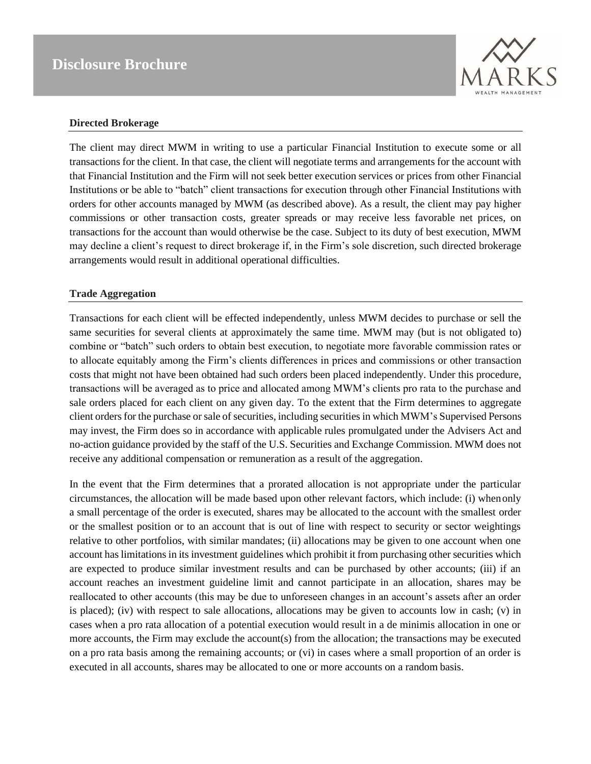### Directed Brokerage

The client may direct MWM in writing to use a particular Financial Institution to execute some or all transactions for the client. In that case, the client will negotiate terms and arrangements for the account with that Financial Institution and the Firm will not seek better execution services or prices from other Financial Institutions or be able to "batch" client transactions for execution through other Financial Institutions with orders for other accounts managed by MWM (as described above). As a result, the client may pay higher commissions or other transaction costs, greater spreads or may receive less favorable net prices, on transactions for the account than would otherwise be the case. Subject to its duty of best execution, MWM may decline a client's request to direct brokerage if, in the Firm's sole discretion, such directed brokerage arrangements would result in additional operational difficulties.

### Trade Aggregation

Transactions for each client will be effected independently, unless MWM decides to purchase or sell the same securities for several clients at approximately the same time. MWM may (but is not obligated to) combine or "batch" such orders to obtain best execution, to negotiate more favorable commission rates or to allocate equitably among the Firm's clients differences in prices and commissions or other transaction costs that might not have been obtained had such orders been placed independently. Under this procedure, transactions will be averaged as to price and allocated among MWM's clients pro rata to the purchase and sale orders placed for each client on any given day. To the extent that the Firm determines to aggregate client orders for the purchase or sale of securities, including securities in which MWM's Supervised Persons may invest, the Firm does so in accordance with applicable rules promulgated under the Advisers Act and no-action guidance provided by the staff of the U.S. Securities and Exchange Commission. MWM does not receive any additional compensation or remuneration as a result of the aggregation.

In the event that the Firm determines that a prorated allocation is not appropriate under the particular circumstances, the allocation will be made based upon other relevant factors, which include: (i) when only a small percentage of the order is executed, shares may be allocated to the account with the smallest order or the smallest position or to an account that is out of line with respect to security or sector weightings relative to other portfolios, with similar mandates; (ii) allocations may be given to one account when one account has limitations in its investment guidelines which prohibit it from purchasing other securities which are expected to produce similar investment results and can be purchased by other accounts; (iii) if an account reaches an investment guideline limit and cannot participate in an allocation, shares may be reallocated to other accounts (this may be due to unforeseen changes in an account's assets after an order is placed); (iv) with respect to sale allocations, allocations may be given to accounts low in cash; (v) in cases when a pro rata allocation of a potential execution would result in a de minimis allocation in one or more accounts, the Firm may exclude the account(s) from the allocation; the transactions may be executed on a pro rata basis among the remaining accounts; or (vi) in cases where a small proportion of an order is executed in all accounts, shares may be allocated to one or more accounts on a random basis.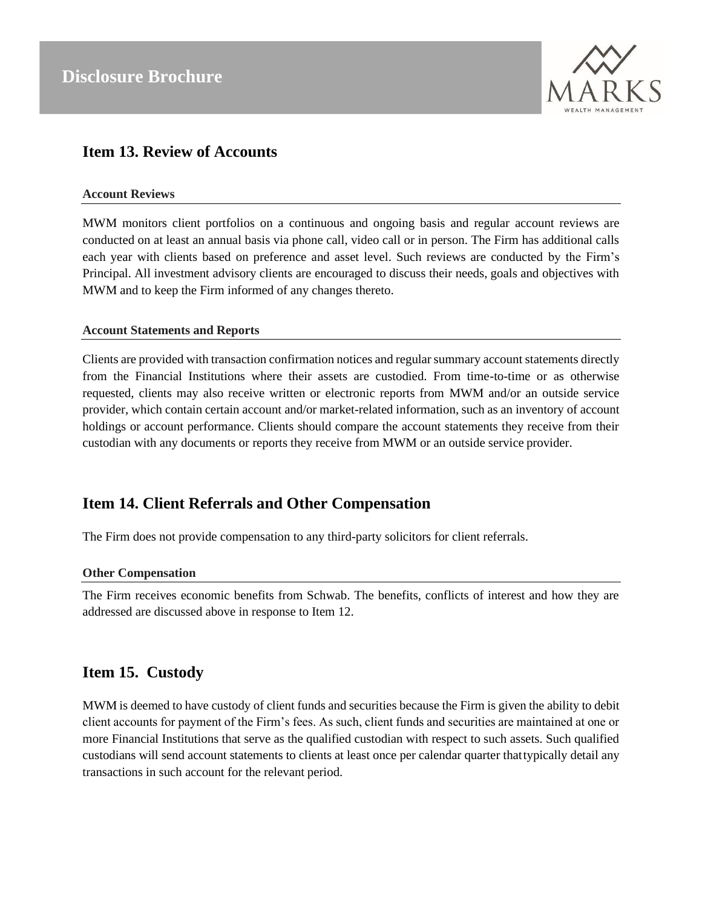## Item 13. Review of Accounts

### Account Reviews

MWM monitors client portfolios on a continuous and ongoing basis and regular account reviews are conducted on at least an annual basis via phone call, video call or in person. The Firm has additional calls each year with clients based on preference and asset level. Such reviews are conducted by the Firm's Principal. All investment advisory clients are encouraged to discuss their needs, goals and objectives with MWM and to keep the Firm informed of any changes thereto.

### Account Statements and Reports

Clients are provided with transaction confirmation notices and regular summary account statements directly from the Financial Institutions where their assets are custodied. From time-to-time or as otherwise requested, clients may also receive written or electronic reports from MWM and/or an outside service provider, which contain certain account and/or market-related information, such as an inventory of account holdings or account performance. Clients should compare the account statements they receive from their custodian with any documents or reports they receive from MWM or an outside service provider.

## Item 14. Client Referrals and Other Compensation

The Firm does not provide compensation to any third-party solicitors for client referrals.

### Other Compensation

The Firm receives economic benefits from Schwab. The benefits, conflicts of interest and how they are addressed are discussed above in response to Item 12.

## Item 15. Custody

MWM is deemed to have custody of client funds and securities because the Firm is given the ability to debit client accounts for payment of the Firm's fees. As such, client funds and securities are maintained at one or more Financial Institutions that serve as the qualified custodian with respect to such assets. Such qualified custodians will send account statements to clients at least once per calendar quarter that typically detail any transactions in such account for the relevant period.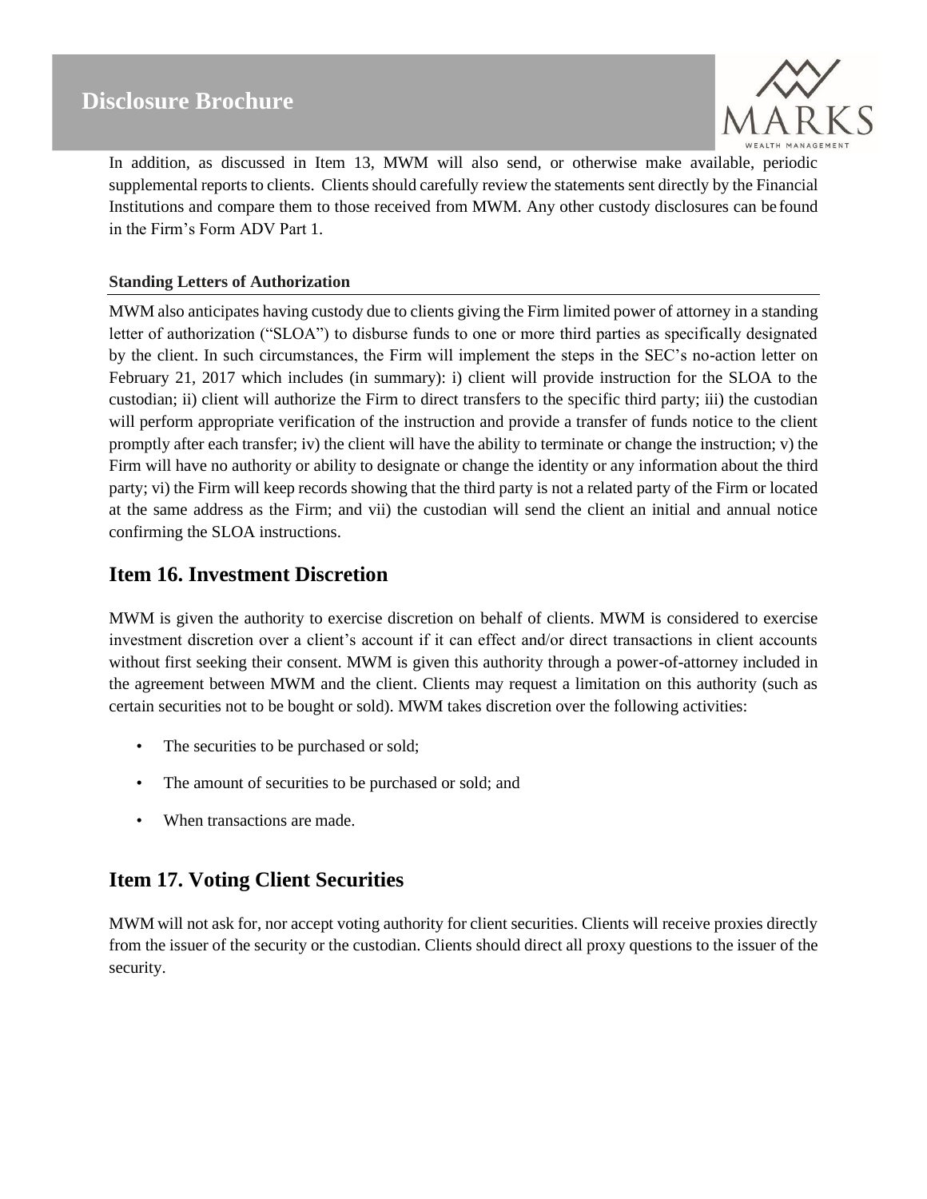In addition, as discussed in Item 13, MWM will also send, or otherwise make available, periodic supplemental reports to clients. Clients should carefully review the statements sent directly by the Financial Institutions and compare them to those received from MWM. Any other custody disclosures can be found in the Firm's Form ADV Part 1.

**Standing Letters of Authorization**

MWM also anticipates having custody due to clients giving the Firm limited power of attorney in a standing letter of authorization ("SLOA") to disburse funds to one or more third parties as specifically designated by the client. In such circumstances, the Firm will implement the steps in the SEC's no-action letter on February 21, 2017 which includes (in summary): i) client will provide instruction for the SLOA to the custodian; ii) client will authorize the Firm to direct transfers to the specific third party; iii) the custodian will perform appropriate verification of the instruction and provide a transfer of funds notice to the client promptly after each transfer; iv) the client will have the ability to terminate or change the instruction; v) the Firm will have no authority or ability to designate or change the identity or any information about the third party; vi) the Firm will keep records showing that the third party is not a related party of the Firm or located at the same address as the Firm; and vii) the custodian will send the client an initial and annual notice confirming the SLOA instructions.

## Item 16. Investment Discretion

MWM is given the authority to exercise discretion on behalf of clients. MWM is considered to exercise investment discretion over a client's account if it can effect and/or direct transactions in client accounts without first seeking their consent. MWM is given this authority through a power-of-attorney included in the agreement between MWM and the client. Clients may request a limitation on this authority (such as certain securities not to be bought or sold). MWM takes discretion over the following activities:

- The securities to be purchased or sold;
- The amount of securities to be purchased or sold; and
- When transactions are made.

## Item 17. Voting Client Securities

MWM will not ask for, nor accept voting authority for client securities. Clients will receive proxies directly from the issuer of the security or the custodian. Clients should direct all proxy questions to the issuer of the security.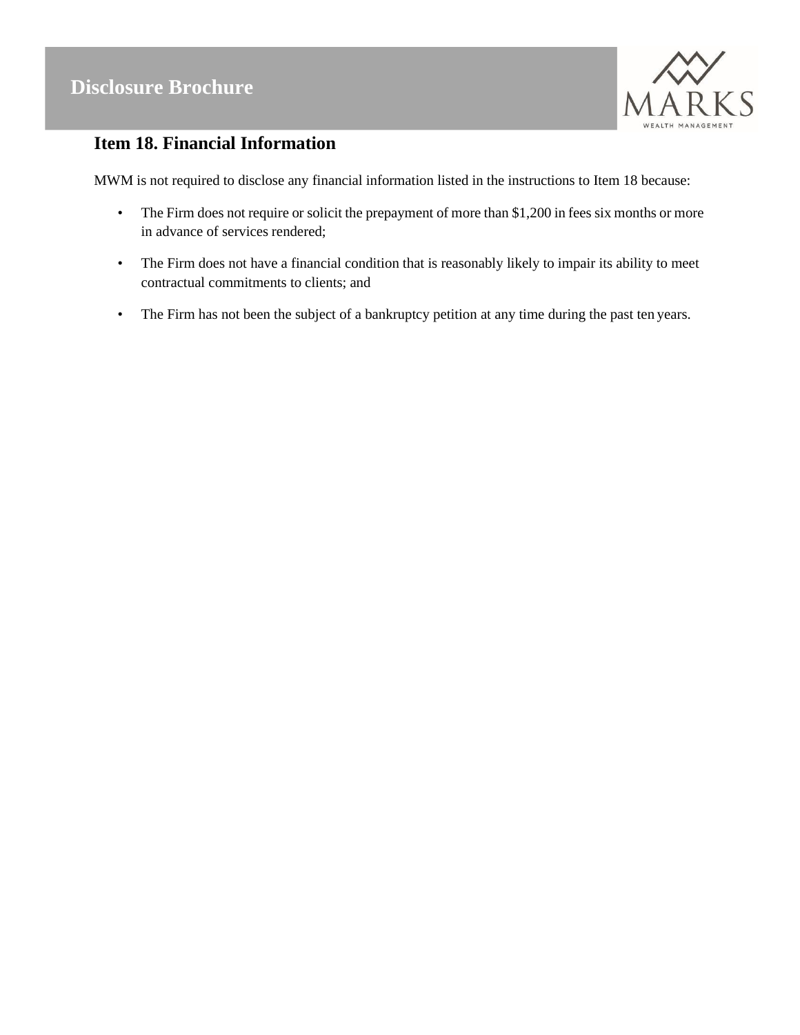## Item 18. Financial Information

MWM is not required to disclose any financial information listed in the instructions to Item 18 because:

- The Firm does not require or solicit the prepayment of more than $1,200 in fees six months or more in advance of services rendered;
- The Firm does not have a financial condition that is reasonably likely to impair its ability to meet contractual commitments to clients; and
- The Firm has not been the subject of a bankruptcy petition at any time during the past ten years.